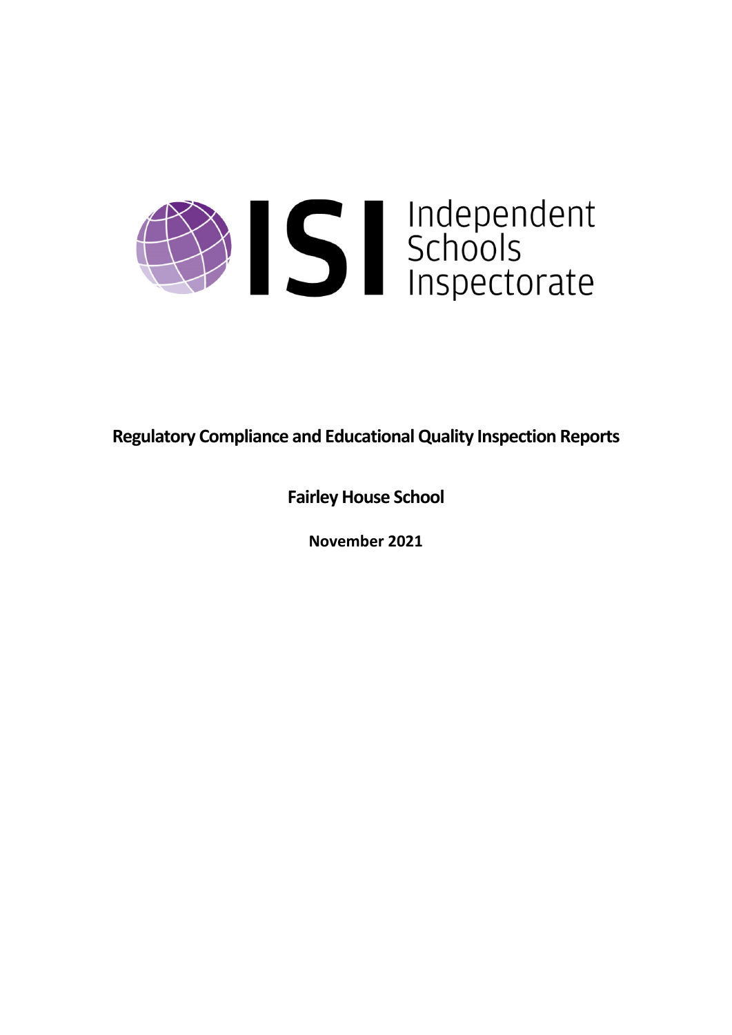**Regulatory Compliance and Educational Quality Inspection Reports**

**Fairley House School**

**November 2021**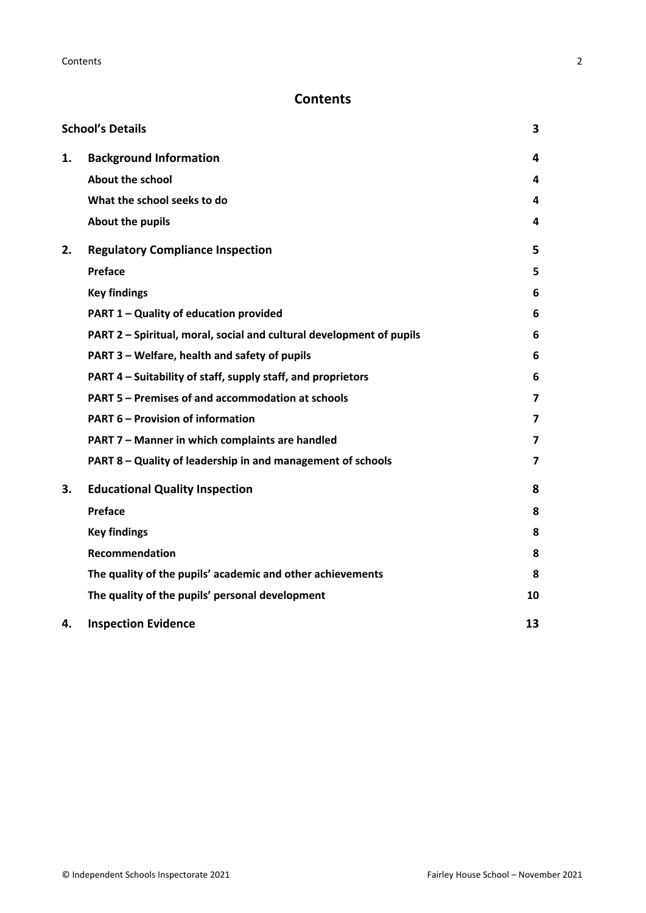# Contents

| | | |
|---|---|---|
| **School's Details** | | **3** |
| **1.** | **Background Information** | **4** |
| | **About the school** | **4** |
| | **What the school seeks to do** | **4** |
| | **About the pupils** | **4** |
| **2.** | **Regulatory Compliance Inspection** | **5** |
| | **Preface** | **5** |
| | **Key findings** | **6** |
| | **PART 1 – Quality of education provided** | **6** |
| | **PART 2 – Spiritual, moral, social and cultural development of pupils** | **6** |
| | **PART 3 – Welfare, health and safety of pupils** | **6** |
| | **PART 4 – Suitability of staff, supply staff, and proprietors** | **6** |
| | **PART 5 – Premises of and accommodation at schools** | **7** |
| | **PART 6 – Provision of information** | **7** |
| | **PART 7 – Manner in which complaints are handled** | **7** |
| | **PART 8 – Quality of leadership in and management of schools** | **7** |
| **3.** | **Educational Quality Inspection** | **8** |
| | **Preface** | **8** |
| | **Key findings** | **8** |
| | **Recommendation** | **8** |
| | **The quality of the pupils' academic and other achievements** | **8** |
| | **The quality of the pupils' personal development** | **10** |
| **4.** | **Inspection Evidence** | **13** |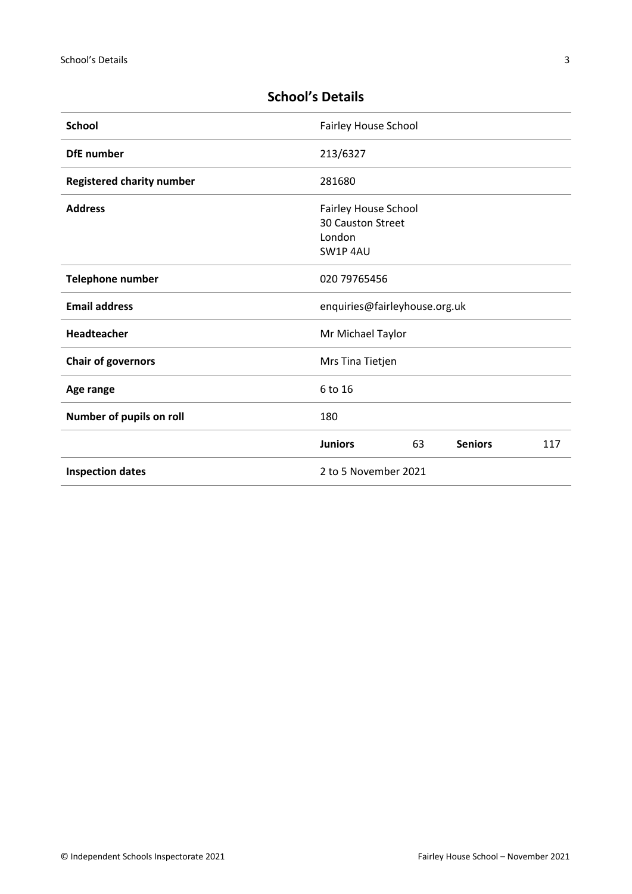## School's Details

| | | | | |
|---|---|---|---|---|
| **School** | Fairley House School | | | |
| **DfE number** | 213/6327 | | | |
| **Registered charity number** | 281680 | | | |
| **Address** | Fairley House School<br>30 Causton Street<br>London<br>SW1P 4AU | | | |
| **Telephone number** | 020 79765456 | | | |
| **Email address** | enquiries@fairleyhouse.org.uk | | | |
| **Headteacher** | Mr Michael Taylor | | | |
| **Chair of governors** | Mrs Tina Tietjen | | | |
| **Age range** | 6 to 16 | | | |
| **Number of pupils on roll** | 180 | | | |
| | **Juniors** | 63 | **Seniors** | 117 |
| **Inspection dates** | 2 to 5 November 2021 | | | |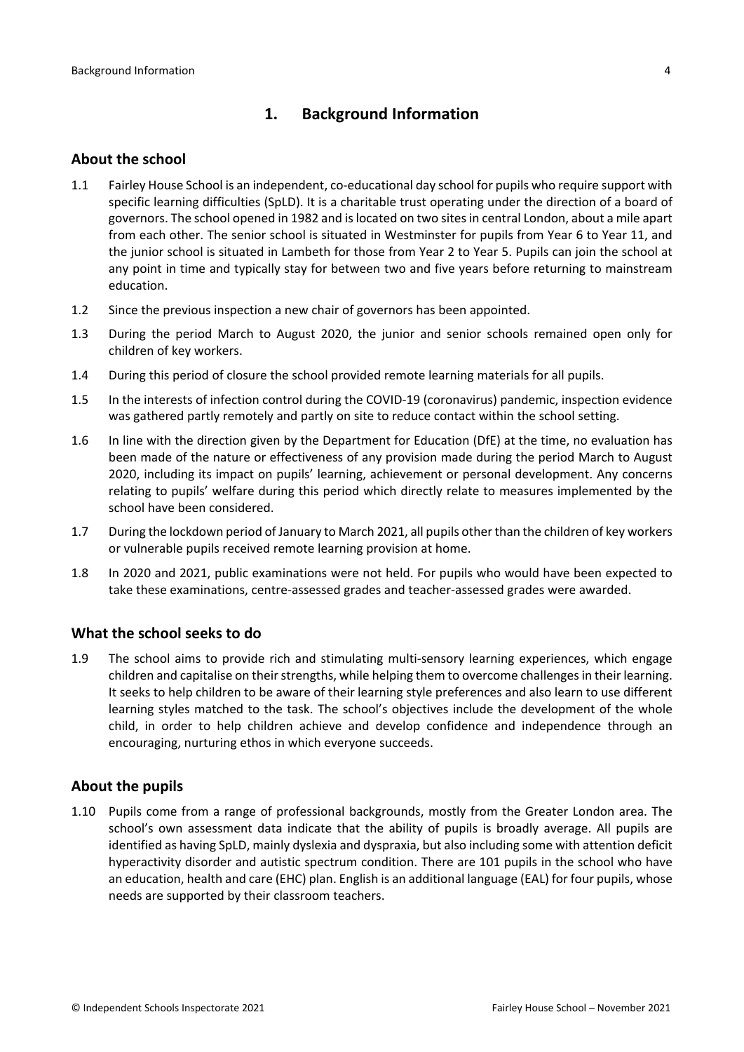# 1. Background Information

## About the school

1.1 Fairley House School is an independent, co-educational day school for pupils who require support with specific learning difficulties (SpLD). It is a charitable trust operating under the direction of a board of governors. The school opened in 1982 and is located on two sites in central London, about a mile apart from each other. The senior school is situated in Westminster for pupils from Year 6 to Year 11, and the junior school is situated in Lambeth for those from Year 2 to Year 5. Pupils can join the school at any point in time and typically stay for between two and five years before returning to mainstream education.

1.2 Since the previous inspection a new chair of governors has been appointed.

1.3 During the period March to August 2020, the junior and senior schools remained open only for children of key workers.

1.4 During this period of closure the school provided remote learning materials for all pupils.

1.5 In the interests of infection control during the COVID-19 (coronavirus) pandemic, inspection evidence was gathered partly remotely and partly on site to reduce contact within the school setting.

1.6 In line with the direction given by the Department for Education (DfE) at the time, no evaluation has been made of the nature or effectiveness of any provision made during the period March to August 2020, including its impact on pupils' learning, achievement or personal development. Any concerns relating to pupils' welfare during this period which directly relate to measures implemented by the school have been considered.

1.7 During the lockdown period of January to March 2021, all pupils other than the children of key workers or vulnerable pupils received remote learning provision at home.

1.8 In 2020 and 2021, public examinations were not held. For pupils who would have been expected to take these examinations, centre-assessed grades and teacher-assessed grades were awarded.

## What the school seeks to do

1.9 The school aims to provide rich and stimulating multi-sensory learning experiences, which engage children and capitalise on their strengths, while helping them to overcome challenges in their learning. It seeks to help children to be aware of their learning style preferences and also learn to use different learning styles matched to the task. The school's objectives include the development of the whole child, in order to help children achieve and develop confidence and independence through an encouraging, nurturing ethos in which everyone succeeds.

## About the pupils

1.10 Pupils come from a range of professional backgrounds, mostly from the Greater London area. The school's own assessment data indicate that the ability of pupils is broadly average. All pupils are identified as having SpLD, mainly dyslexia and dyspraxia, but also including some with attention deficit hyperactivity disorder and autistic spectrum condition. There are 101 pupils in the school who have an education, health and care (EHC) plan. English is an additional language (EAL) for four pupils, whose needs are supported by their classroom teachers.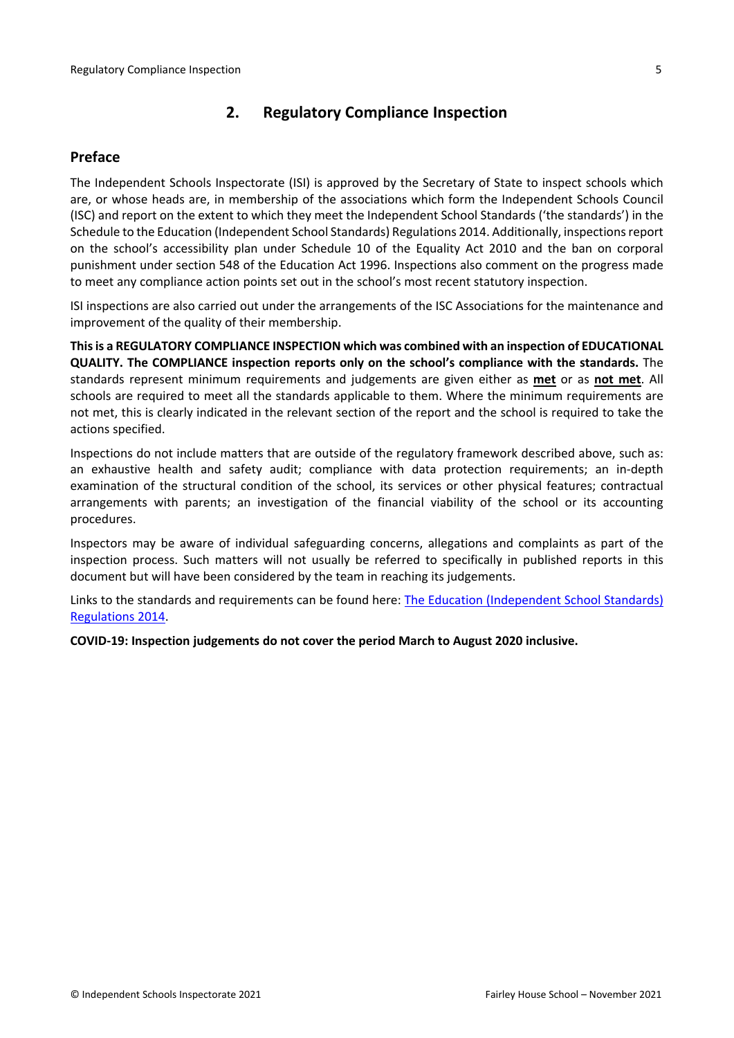## 2. Regulatory Compliance Inspection

### Preface

The Independent Schools Inspectorate (ISI) is approved by the Secretary of State to inspect schools which are, or whose heads are, in membership of the associations which form the Independent Schools Council (ISC) and report on the extent to which they meet the Independent School Standards ('the standards') in the Schedule to the Education (Independent School Standards) Regulations 2014. Additionally, inspections report on the school's accessibility plan under Schedule 10 of the Equality Act 2010 and the ban on corporal punishment under section 548 of the Education Act 1996. Inspections also comment on the progress made to meet any compliance action points set out in the school's most recent statutory inspection.

ISI inspections are also carried out under the arrangements of the ISC Associations for the maintenance and improvement of the quality of their membership.

**This is a REGULATORY COMPLIANCE INSPECTION which was combined with an inspection of EDUCATIONAL QUALITY. The COMPLIANCE inspection reports only on the school's compliance with the standards.** The standards represent minimum requirements and judgements are given either as **met** or as **not met**. All schools are required to meet all the standards applicable to them. Where the minimum requirements are not met, this is clearly indicated in the relevant section of the report and the school is required to take the actions specified.

Inspections do not include matters that are outside of the regulatory framework described above, such as: an exhaustive health and safety audit; compliance with data protection requirements; an in-depth examination of the structural condition of the school, its services or other physical features; contractual arrangements with parents; an investigation of the financial viability of the school or its accounting procedures.

Inspectors may be aware of individual safeguarding concerns, allegations and complaints as part of the inspection process. Such matters will not usually be referred to specifically in published reports in this document but will have been considered by the team in reaching its judgements.

Links to the standards and requirements can be found here: [The Education (Independent School Standards) Regulations 2014](#).

**COVID-19: Inspection judgements do not cover the period March to August 2020 inclusive.**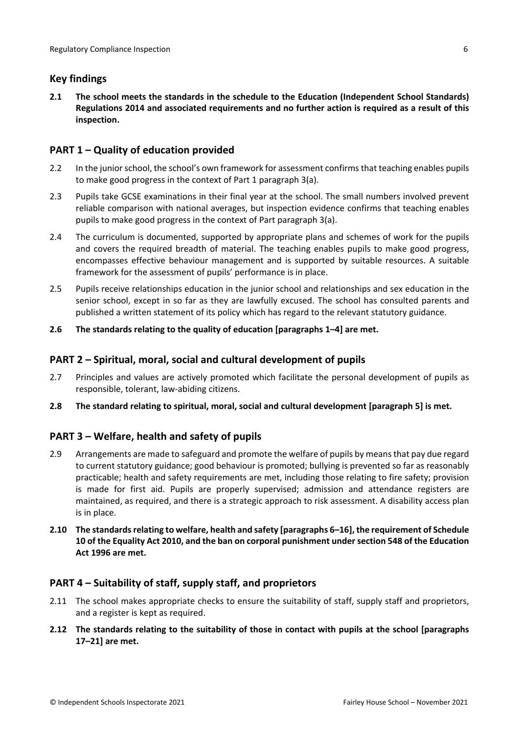## Key findings

**2.1 The school meets the standards in the schedule to the Education (Independent School Standards) Regulations 2014 and associated requirements and no further action is required as a result of this inspection.**

## PART 1 – Quality of education provided

2.2 In the junior school, the school's own framework for assessment confirms that teaching enables pupils to make good progress in the context of Part 1 paragraph 3(a).

2.3 Pupils take GCSE examinations in their final year at the school. The small numbers involved prevent reliable comparison with national averages, but inspection evidence confirms that teaching enables pupils to make good progress in the context of Part paragraph 3(a).

2.4 The curriculum is documented, supported by appropriate plans and schemes of work for the pupils and covers the required breadth of material. The teaching enables pupils to make good progress, encompasses effective behaviour management and is supported by suitable resources. A suitable framework for the assessment of pupils' performance is in place.

2.5 Pupils receive relationships education in the junior school and relationships and sex education in the senior school, except in so far as they are lawfully excused. The school has consulted parents and published a written statement of its policy which has regard to the relevant statutory guidance.

**2.6 The standards relating to the quality of education [paragraphs 1–4] are met.**

## PART 2 – Spiritual, moral, social and cultural development of pupils

2.7 Principles and values are actively promoted which facilitate the personal development of pupils as responsible, tolerant, law-abiding citizens.

**2.8 The standard relating to spiritual, moral, social and cultural development [paragraph 5] is met.**

## PART 3 – Welfare, health and safety of pupils

2.9 Arrangements are made to safeguard and promote the welfare of pupils by means that pay due regard to current statutory guidance; good behaviour is promoted; bullying is prevented so far as reasonably practicable; health and safety requirements are met, including those relating to fire safety; provision is made for first aid. Pupils are properly supervised; admission and attendance registers are maintained, as required, and there is a strategic approach to risk assessment. A disability access plan is in place.

**2.10 The standards relating to welfare, health and safety [paragraphs 6–16], the requirement of Schedule 10 of the Equality Act 2010, and the ban on corporal punishment under section 548 of the Education Act 1996 are met.**

## PART 4 – Suitability of staff, supply staff, and proprietors

2.11 The school makes appropriate checks to ensure the suitability of staff, supply staff and proprietors, and a register is kept as required.

**2.12 The standards relating to the suitability of those in contact with pupils at the school [paragraphs 17–21] are met.**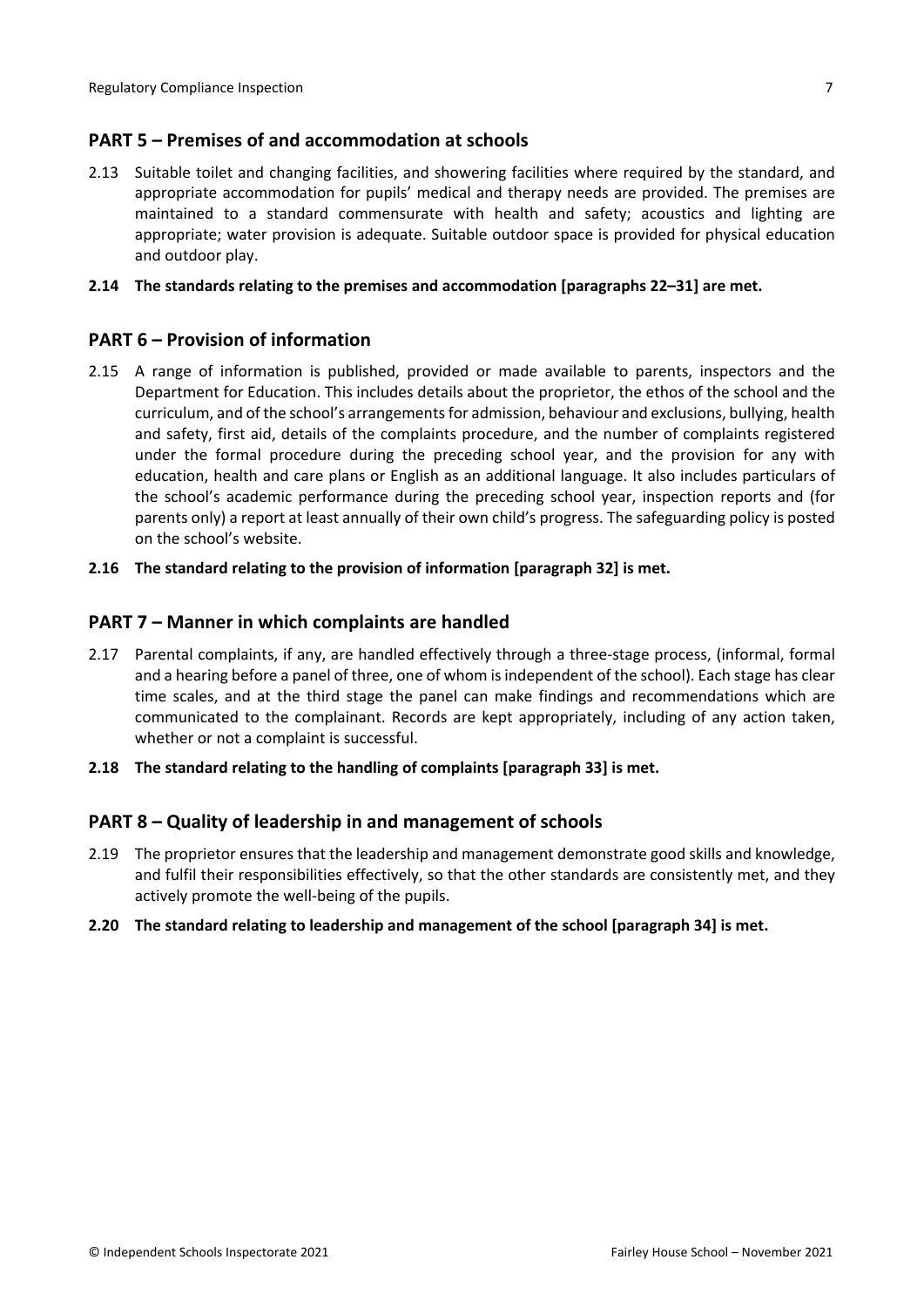## PART 5 – Premises of and accommodation at schools

2.13 Suitable toilet and changing facilities, and showering facilities where required by the standard, and appropriate accommodation for pupils' medical and therapy needs are provided. The premises are maintained to a standard commensurate with health and safety; acoustics and lighting are appropriate; water provision is adequate. Suitable outdoor space is provided for physical education and outdoor play.

**2.14 The standards relating to the premises and accommodation [paragraphs 22–31] are met.**

## PART 6 – Provision of information

2.15 A range of information is published, provided or made available to parents, inspectors and the Department for Education. This includes details about the proprietor, the ethos of the school and the curriculum, and of the school's arrangements for admission, behaviour and exclusions, bullying, health and safety, first aid, details of the complaints procedure, and the number of complaints registered under the formal procedure during the preceding school year, and the provision for any with education, health and care plans or English as an additional language. It also includes particulars of the school's academic performance during the preceding school year, inspection reports and (for parents only) a report at least annually of their own child's progress. The safeguarding policy is posted on the school's website.

**2.16 The standard relating to the provision of information [paragraph 32] is met.**

## PART 7 – Manner in which complaints are handled

2.17 Parental complaints, if any, are handled effectively through a three-stage process, (informal, formal and a hearing before a panel of three, one of whom is independent of the school). Each stage has clear time scales, and at the third stage the panel can make findings and recommendations which are communicated to the complainant. Records are kept appropriately, including of any action taken, whether or not a complaint is successful.

**2.18 The standard relating to the handling of complaints [paragraph 33] is met.**

## PART 8 – Quality of leadership in and management of schools

2.19 The proprietor ensures that the leadership and management demonstrate good skills and knowledge, and fulfil their responsibilities effectively, so that the other standards are consistently met, and they actively promote the well-being of the pupils.

**2.20 The standard relating to leadership and management of the school [paragraph 34] is met.**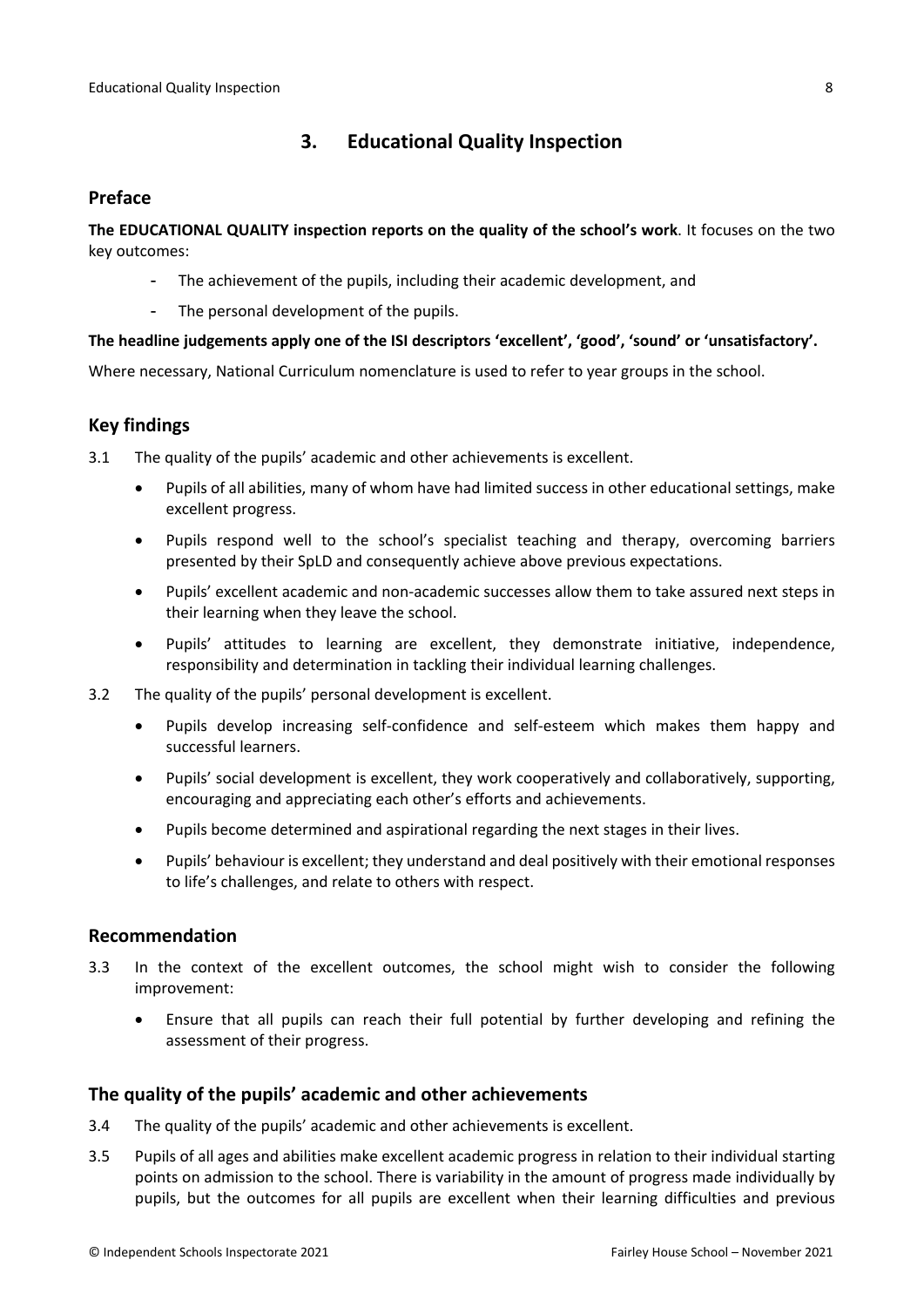## 3. Educational Quality Inspection

### Preface

**The EDUCATIONAL QUALITY inspection reports on the quality of the school's work**. It focuses on the two key outcomes:

- The achievement of the pupils, including their academic development, and
- The personal development of the pupils.

**The headline judgements apply one of the ISI descriptors 'excellent', 'good', 'sound' or 'unsatisfactory'.**

Where necessary, National Curriculum nomenclature is used to refer to year groups in the school.

### Key findings

3.1 The quality of the pupils' academic and other achievements is excellent.

- Pupils of all abilities, many of whom have had limited success in other educational settings, make excellent progress.
- Pupils respond well to the school's specialist teaching and therapy, overcoming barriers presented by their SpLD and consequently achieve above previous expectations.
- Pupils' excellent academic and non-academic successes allow them to take assured next steps in their learning when they leave the school.
- Pupils' attitudes to learning are excellent, they demonstrate initiative, independence, responsibility and determination in tackling their individual learning challenges.

3.2 The quality of the pupils' personal development is excellent.

- Pupils develop increasing self-confidence and self-esteem which makes them happy and successful learners.
- Pupils' social development is excellent, they work cooperatively and collaboratively, supporting, encouraging and appreciating each other's efforts and achievements.
- Pupils become determined and aspirational regarding the next stages in their lives.
- Pupils' behaviour is excellent; they understand and deal positively with their emotional responses to life's challenges, and relate to others with respect.

### Recommendation

3.3 In the context of the excellent outcomes, the school might wish to consider the following improvement:

- Ensure that all pupils can reach their full potential by further developing and refining the assessment of their progress.

### The quality of the pupils' academic and other achievements

3.4 The quality of the pupils' academic and other achievements is excellent.

3.5 Pupils of all ages and abilities make excellent academic progress in relation to their individual starting points on admission to the school. There is variability in the amount of progress made individually by pupils, but the outcomes for all pupils are excellent when their learning difficulties and previous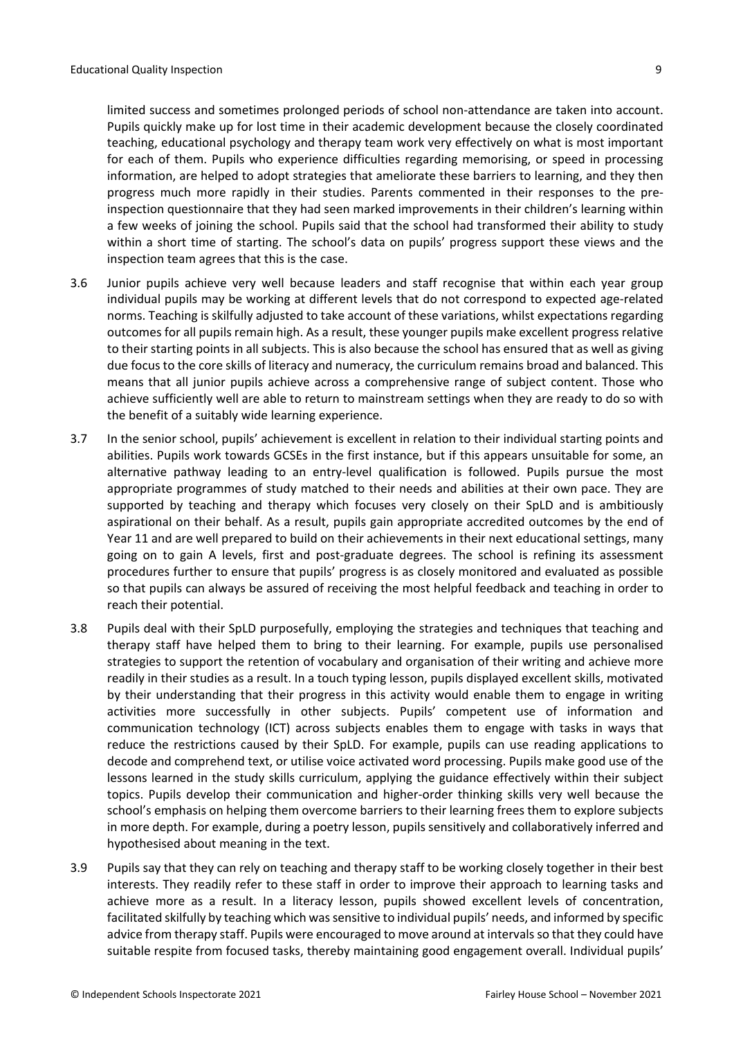limited success and sometimes prolonged periods of school non-attendance are taken into account. Pupils quickly make up for lost time in their academic development because the closely coordinated teaching, educational psychology and therapy team work very effectively on what is most important for each of them. Pupils who experience difficulties regarding memorising, or speed in processing information, are helped to adopt strategies that ameliorate these barriers to learning, and they then progress much more rapidly in their studies. Parents commented in their responses to the pre-inspection questionnaire that they had seen marked improvements in their children's learning within a few weeks of joining the school. Pupils said that the school had transformed their ability to study within a short time of starting. The school's data on pupils' progress support these views and the inspection team agrees that this is the case.

3.6 Junior pupils achieve very well because leaders and staff recognise that within each year group individual pupils may be working at different levels that do not correspond to expected age-related norms. Teaching is skilfully adjusted to take account of these variations, whilst expectations regarding outcomes for all pupils remain high. As a result, these younger pupils make excellent progress relative to their starting points in all subjects. This is also because the school has ensured that as well as giving due focus to the core skills of literacy and numeracy, the curriculum remains broad and balanced. This means that all junior pupils achieve across a comprehensive range of subject content. Those who achieve sufficiently well are able to return to mainstream settings when they are ready to do so with the benefit of a suitably wide learning experience.

3.7 In the senior school, pupils' achievement is excellent in relation to their individual starting points and abilities. Pupils work towards GCSEs in the first instance, but if this appears unsuitable for some, an alternative pathway leading to an entry-level qualification is followed. Pupils pursue the most appropriate programmes of study matched to their needs and abilities at their own pace. They are supported by teaching and therapy which focuses very closely on their SpLD and is ambitiously aspirational on their behalf. As a result, pupils gain appropriate accredited outcomes by the end of Year 11 and are well prepared to build on their achievements in their next educational settings, many going on to gain A levels, first and post-graduate degrees. The school is refining its assessment procedures further to ensure that pupils' progress is as closely monitored and evaluated as possible so that pupils can always be assured of receiving the most helpful feedback and teaching in order to reach their potential.

3.8 Pupils deal with their SpLD purposefully, employing the strategies and techniques that teaching and therapy staff have helped them to bring to their learning. For example, pupils use personalised strategies to support the retention of vocabulary and organisation of their writing and achieve more readily in their studies as a result. In a touch typing lesson, pupils displayed excellent skills, motivated by their understanding that their progress in this activity would enable them to engage in writing activities more successfully in other subjects. Pupils' competent use of information and communication technology (ICT) across subjects enables them to engage with tasks in ways that reduce the restrictions caused by their SpLD. For example, pupils can use reading applications to decode and comprehend text, or utilise voice activated word processing. Pupils make good use of the lessons learned in the study skills curriculum, applying the guidance effectively within their subject topics. Pupils develop their communication and higher-order thinking skills very well because the school's emphasis on helping them overcome barriers to their learning frees them to explore subjects in more depth. For example, during a poetry lesson, pupils sensitively and collaboratively inferred and hypothesised about meaning in the text.

3.9 Pupils say that they can rely on teaching and therapy staff to be working closely together in their best interests. They readily refer to these staff in order to improve their approach to learning tasks and achieve more as a result. In a literacy lesson, pupils showed excellent levels of concentration, facilitated skilfully by teaching which was sensitive to individual pupils' needs, and informed by specific advice from therapy staff. Pupils were encouraged to move around at intervals so that they could have suitable respite from focused tasks, thereby maintaining good engagement overall. Individual pupils'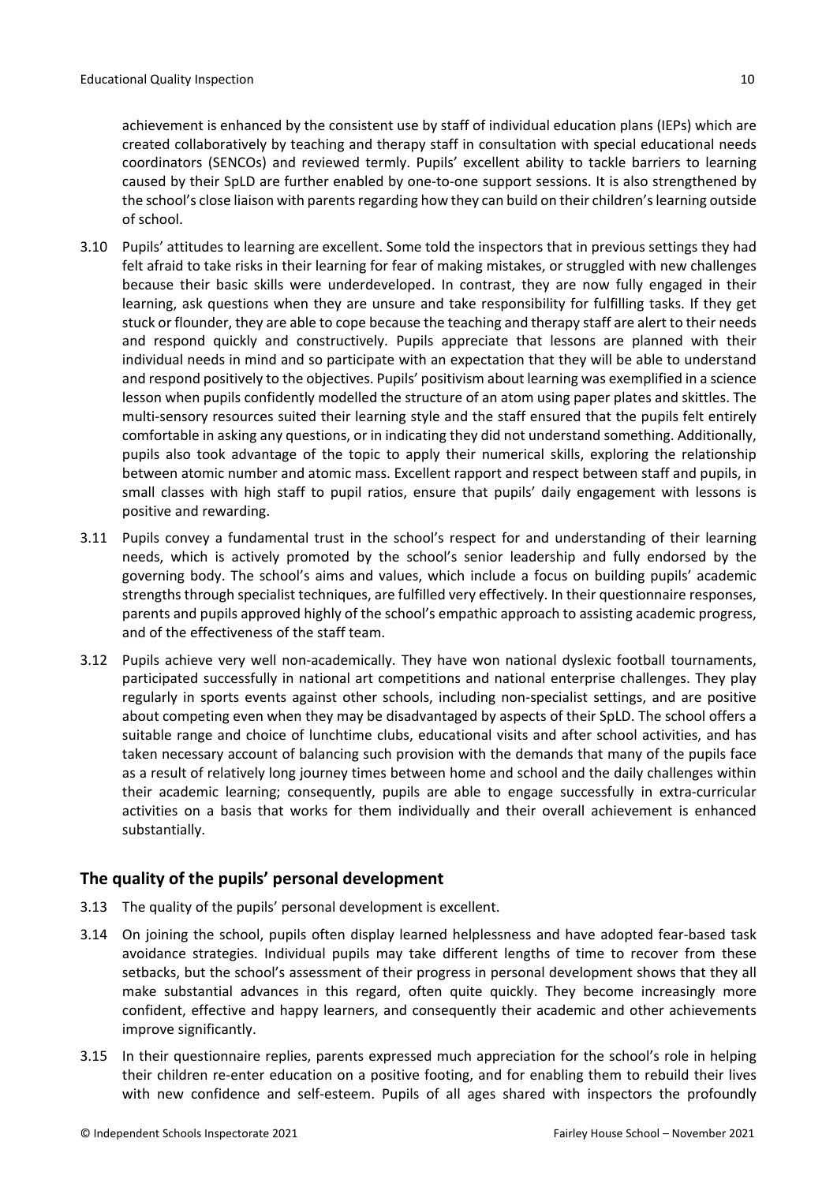achievement is enhanced by the consistent use by staff of individual education plans (IEPs) which are created collaboratively by teaching and therapy staff in consultation with special educational needs coordinators (SENCOs) and reviewed termly. Pupils' excellent ability to tackle barriers to learning caused by their SpLD are further enabled by one-to-one support sessions. It is also strengthened by the school's close liaison with parents regarding how they can build on their children's learning outside of school.

3.10 Pupils' attitudes to learning are excellent. Some told the inspectors that in previous settings they had felt afraid to take risks in their learning for fear of making mistakes, or struggled with new challenges because their basic skills were underdeveloped. In contrast, they are now fully engaged in their learning, ask questions when they are unsure and take responsibility for fulfilling tasks. If they get stuck or flounder, they are able to cope because the teaching and therapy staff are alert to their needs and respond quickly and constructively. Pupils appreciate that lessons are planned with their individual needs in mind and so participate with an expectation that they will be able to understand and respond positively to the objectives. Pupils' positivism about learning was exemplified in a science lesson when pupils confidently modelled the structure of an atom using paper plates and skittles. The multi-sensory resources suited their learning style and the staff ensured that the pupils felt entirely comfortable in asking any questions, or in indicating they did not understand something. Additionally, pupils also took advantage of the topic to apply their numerical skills, exploring the relationship between atomic number and atomic mass. Excellent rapport and respect between staff and pupils, in small classes with high staff to pupil ratios, ensure that pupils' daily engagement with lessons is positive and rewarding.

3.11 Pupils convey a fundamental trust in the school's respect for and understanding of their learning needs, which is actively promoted by the school's senior leadership and fully endorsed by the governing body. The school's aims and values, which include a focus on building pupils' academic strengths through specialist techniques, are fulfilled very effectively. In their questionnaire responses, parents and pupils approved highly of the school's empathic approach to assisting academic progress, and of the effectiveness of the staff team.

3.12 Pupils achieve very well non-academically. They have won national dyslexic football tournaments, participated successfully in national art competitions and national enterprise challenges. They play regularly in sports events against other schools, including non-specialist settings, and are positive about competing even when they may be disadvantaged by aspects of their SpLD. The school offers a suitable range and choice of lunchtime clubs, educational visits and after school activities, and has taken necessary account of balancing such provision with the demands that many of the pupils face as a result of relatively long journey times between home and school and the daily challenges within their academic learning; consequently, pupils are able to engage successfully in extra-curricular activities on a basis that works for them individually and their overall achievement is enhanced substantially.

## The quality of the pupils' personal development

3.13 The quality of the pupils' personal development is excellent.

3.14 On joining the school, pupils often display learned helplessness and have adopted fear-based task avoidance strategies. Individual pupils may take different lengths of time to recover from these setbacks, but the school's assessment of their progress in personal development shows that they all make substantial advances in this regard, often quite quickly. They become increasingly more confident, effective and happy learners, and consequently their academic and other achievements improve significantly.

3.15 In their questionnaire replies, parents expressed much appreciation for the school's role in helping their children re-enter education on a positive footing, and for enabling them to rebuild their lives with new confidence and self-esteem. Pupils of all ages shared with inspectors the profoundly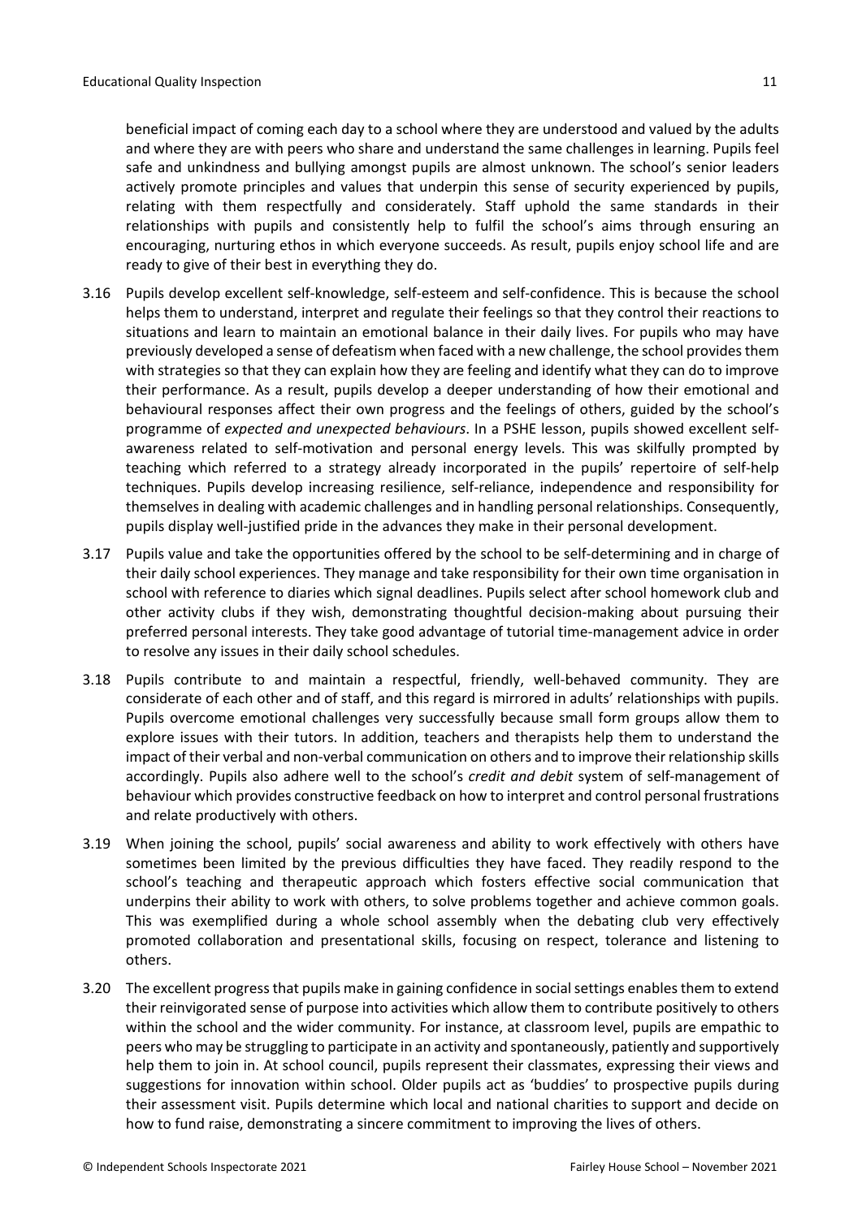beneficial impact of coming each day to a school where they are understood and valued by the adults and where they are with peers who share and understand the same challenges in learning. Pupils feel safe and unkindness and bullying amongst pupils are almost unknown. The school's senior leaders actively promote principles and values that underpin this sense of security experienced by pupils, relating with them respectfully and considerately. Staff uphold the same standards in their relationships with pupils and consistently help to fulfil the school's aims through ensuring an encouraging, nurturing ethos in which everyone succeeds. As result, pupils enjoy school life and are ready to give of their best in everything they do.

3.16 Pupils develop excellent self-knowledge, self-esteem and self-confidence. This is because the school helps them to understand, interpret and regulate their feelings so that they control their reactions to situations and learn to maintain an emotional balance in their daily lives. For pupils who may have previously developed a sense of defeatism when faced with a new challenge, the school provides them with strategies so that they can explain how they are feeling and identify what they can do to improve their performance. As a result, pupils develop a deeper understanding of how their emotional and behavioural responses affect their own progress and the feelings of others, guided by the school's programme of *expected and unexpected behaviours*. In a PSHE lesson, pupils showed excellent self-awareness related to self-motivation and personal energy levels. This was skilfully prompted by teaching which referred to a strategy already incorporated in the pupils' repertoire of self-help techniques. Pupils develop increasing resilience, self-reliance, independence and responsibility for themselves in dealing with academic challenges and in handling personal relationships. Consequently, pupils display well-justified pride in the advances they make in their personal development.

3.17 Pupils value and take the opportunities offered by the school to be self-determining and in charge of their daily school experiences. They manage and take responsibility for their own time organisation in school with reference to diaries which signal deadlines. Pupils select after school homework club and other activity clubs if they wish, demonstrating thoughtful decision-making about pursuing their preferred personal interests. They take good advantage of tutorial time-management advice in order to resolve any issues in their daily school schedules.

3.18 Pupils contribute to and maintain a respectful, friendly, well-behaved community. They are considerate of each other and of staff, and this regard is mirrored in adults' relationships with pupils. Pupils overcome emotional challenges very successfully because small form groups allow them to explore issues with their tutors. In addition, teachers and therapists help them to understand the impact of their verbal and non-verbal communication on others and to improve their relationship skills accordingly. Pupils also adhere well to the school's *credit and debit* system of self-management of behaviour which provides constructive feedback on how to interpret and control personal frustrations and relate productively with others.

3.19 When joining the school, pupils' social awareness and ability to work effectively with others have sometimes been limited by the previous difficulties they have faced. They readily respond to the school's teaching and therapeutic approach which fosters effective social communication that underpins their ability to work with others, to solve problems together and achieve common goals. This was exemplified during a whole school assembly when the debating club very effectively promoted collaboration and presentational skills, focusing on respect, tolerance and listening to others.

3.20 The excellent progress that pupils make in gaining confidence in social settings enables them to extend their reinvigorated sense of purpose into activities which allow them to contribute positively to others within the school and the wider community. For instance, at classroom level, pupils are empathic to peers who may be struggling to participate in an activity and spontaneously, patiently and supportively help them to join in. At school council, pupils represent their classmates, expressing their views and suggestions for innovation within school. Older pupils act as 'buddies' to prospective pupils during their assessment visit. Pupils determine which local and national charities to support and decide on how to fund raise, demonstrating a sincere commitment to improving the lives of others.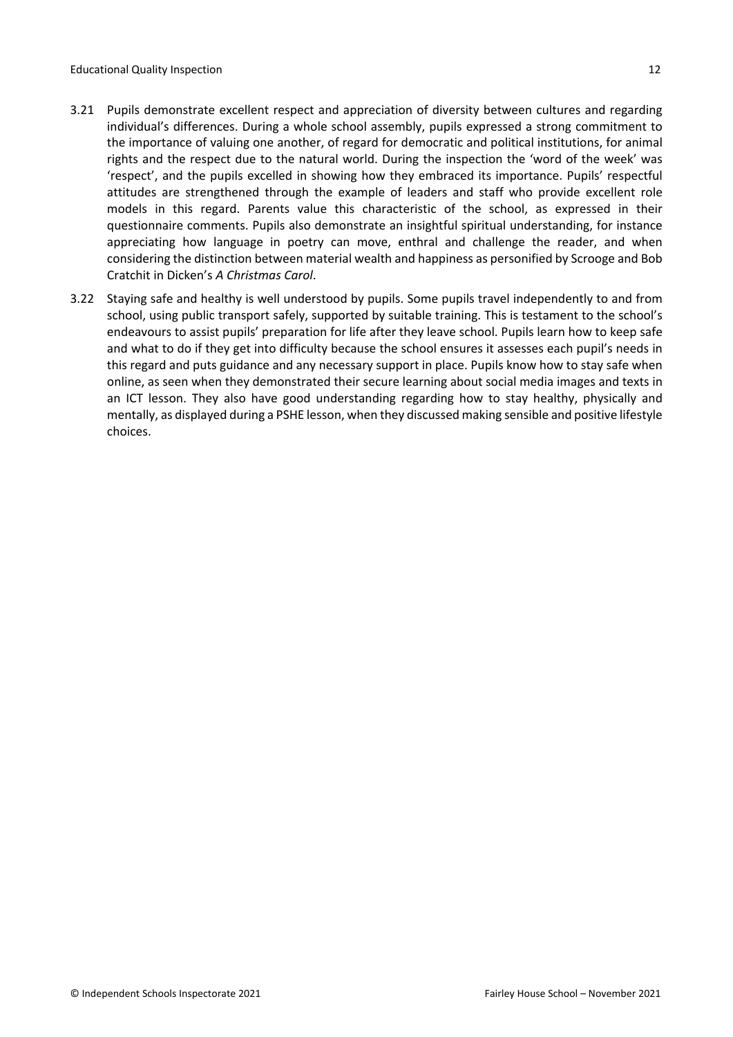3.21 Pupils demonstrate excellent respect and appreciation of diversity between cultures and regarding individual's differences. During a whole school assembly, pupils expressed a strong commitment to the importance of valuing one another, of regard for democratic and political institutions, for animal rights and the respect due to the natural world. During the inspection the 'word of the week' was 'respect', and the pupils excelled in showing how they embraced its importance. Pupils' respectful attitudes are strengthened through the example of leaders and staff who provide excellent role models in this regard. Parents value this characteristic of the school, as expressed in their questionnaire comments. Pupils also demonstrate an insightful spiritual understanding, for instance appreciating how language in poetry can move, enthral and challenge the reader, and when considering the distinction between material wealth and happiness as personified by Scrooge and Bob Cratchit in Dicken's *A Christmas Carol*.

3.22 Staying safe and healthy is well understood by pupils. Some pupils travel independently to and from school, using public transport safely, supported by suitable training. This is testament to the school's endeavours to assist pupils' preparation for life after they leave school. Pupils learn how to keep safe and what to do if they get into difficulty because the school ensures it assesses each pupil's needs in this regard and puts guidance and any necessary support in place. Pupils know how to stay safe when online, as seen when they demonstrated their secure learning about social media images and texts in an ICT lesson. They also have good understanding regarding how to stay healthy, physically and mentally, as displayed during a PSHE lesson, when they discussed making sensible and positive lifestyle choices.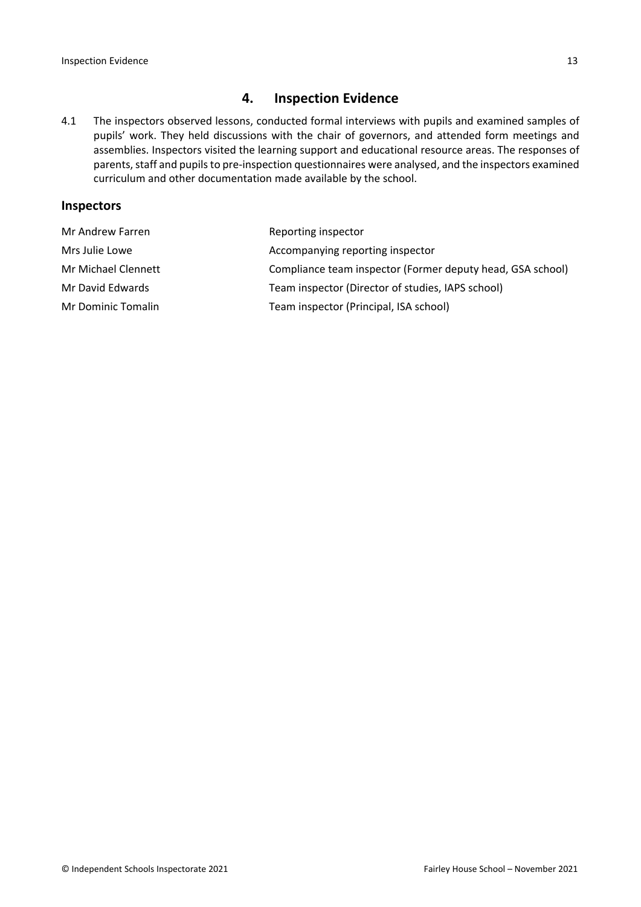## 4. Inspection Evidence

4.1 The inspectors observed lessons, conducted formal interviews with pupils and examined samples of pupils' work. They held discussions with the chair of governors, and attended form meetings and assemblies. Inspectors visited the learning support and educational resource areas. The responses of parents, staff and pupils to pre-inspection questionnaires were analysed, and the inspectors examined curriculum and other documentation made available by the school.

### Inspectors

| | |
|---|---|
| Mr Andrew Farren | Reporting inspector |
| Mrs Julie Lowe | Accompanying reporting inspector |
| Mr Michael Clennett | Compliance team inspector (Former deputy head, GSA school) |
| Mr David Edwards | Team inspector (Director of studies, IAPS school) |
| Mr Dominic Tomalin | Team inspector (Principal, ISA school) |